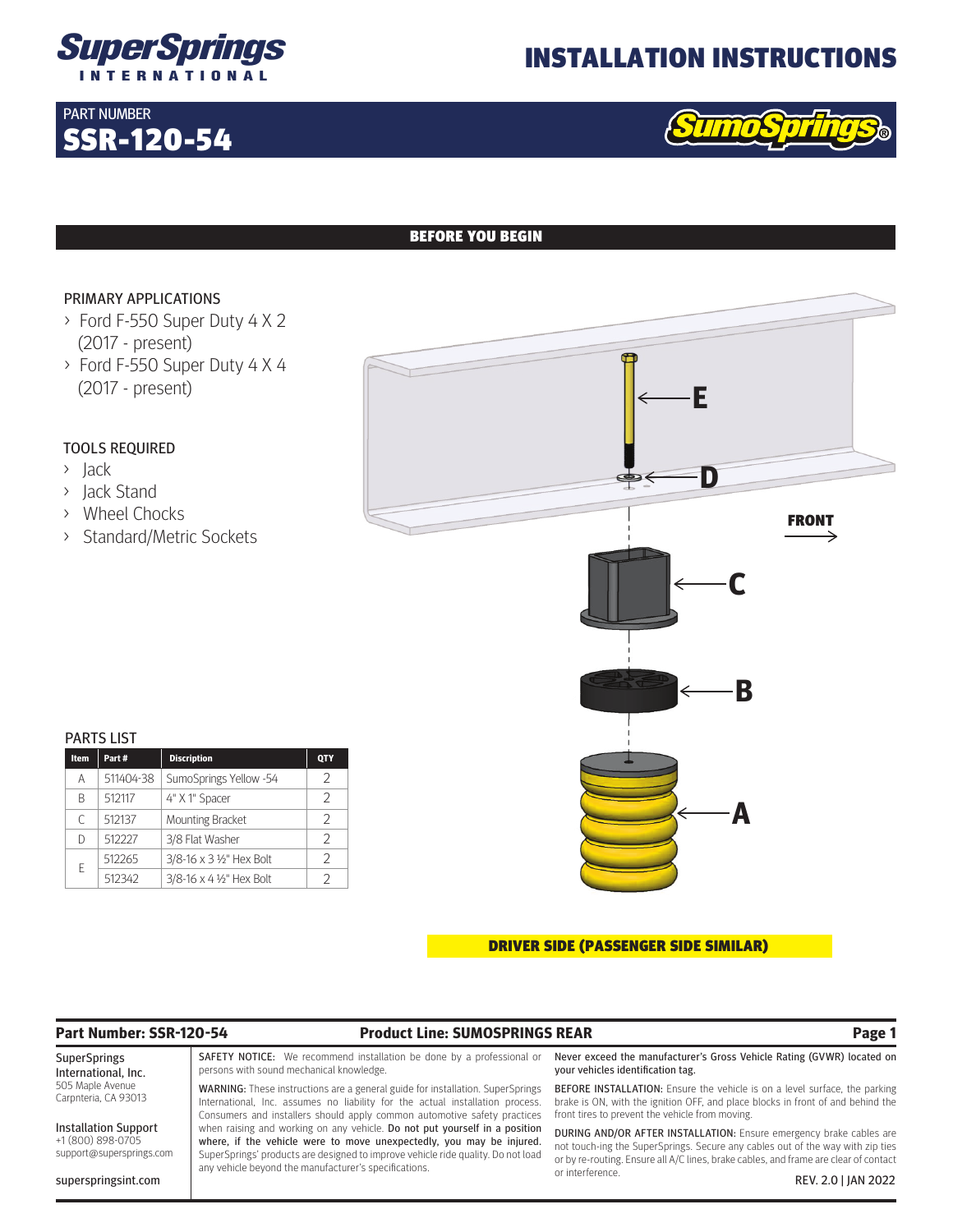# INSTALLATION INSTRUCTIONS

SuperSprings INTERNATIONAL

PART NUMBER
## SSR-120-54

SumoSprings®

## BEFORE YOU BEGIN

### PRIMARY APPLICATIONS

- Ford F-550 Super Duty 4 X 2 (2017 - present)
- Ford F-550 Super Duty 4 X 4 (2017 - present)

### TOOLS REQUIRED

- Jack
- Jack Stand
- Wheel Chocks
- Standard/Metric Sockets

E
D
FRONT
C
B
A

### PARTS LIST

| Item | Part # | Discription | QTY |
|---|---|---|---|
| A | 511404-38 | SumoSprings Yellow -54 | 2 |
| B | 512117 | 4" X 1" Spacer | 2 |
| C | 512137 | Mounting Bracket | 2 |
| D | 512227 | 3/8 Flat Washer | 2 |
| E | 512265 | 3/8-16 x 3 ½" Hex Bolt | 2 |
| | 512342 | 3/8-16 x 4 ½" Hex Bolt | 2 |

**DRIVER SIDE (PASSENGER SIDE SIMILAR)**

**Part Number: SSR-120-54** **Product Line: SUMOSPRINGS REAR**

SuperSprings International, Inc.
505 Maple Avenue
Carpnteria, CA 93013

Installation Support
+1 (800) 898-0705
support@supersprings.com

superspringsint.com

SAFETY NOTICE: We recommend installation be done by a professional or persons with sound mechanical knowledge.

WARNING: These instructions are a general guide for installation. SuperSprings International, Inc. assumes no liability for the actual installation process. Consumers and installers should apply common automotive safety practices when raising and working on any vehicle. Do not put yourself in a position where, if the vehicle were to move unexpectedly, you may be injured. SuperSprings' products are designed to improve vehicle ride quality. Do not load any vehicle beyond the manufacturer's specifications.

Never exceed the manufacturer's Gross Vehicle Rating (GVWR) located on your vehicles identification tag.

BEFORE INSTALLATION: Ensure the vehicle is on a level surface, the parking brake is ON, with the ignition OFF, and place blocks in front of and behind the front tires to prevent the vehicle from moving.

DURING AND/OR AFTER INSTALLATION: Ensure emergency brake cables are not touch-ing the SuperSprings. Secure any cables out of the way with zip ties or by re-routing. Ensure all A/C lines, brake cables, and frame are clear of contact or interference.

REV. 2.0 | JAN 2022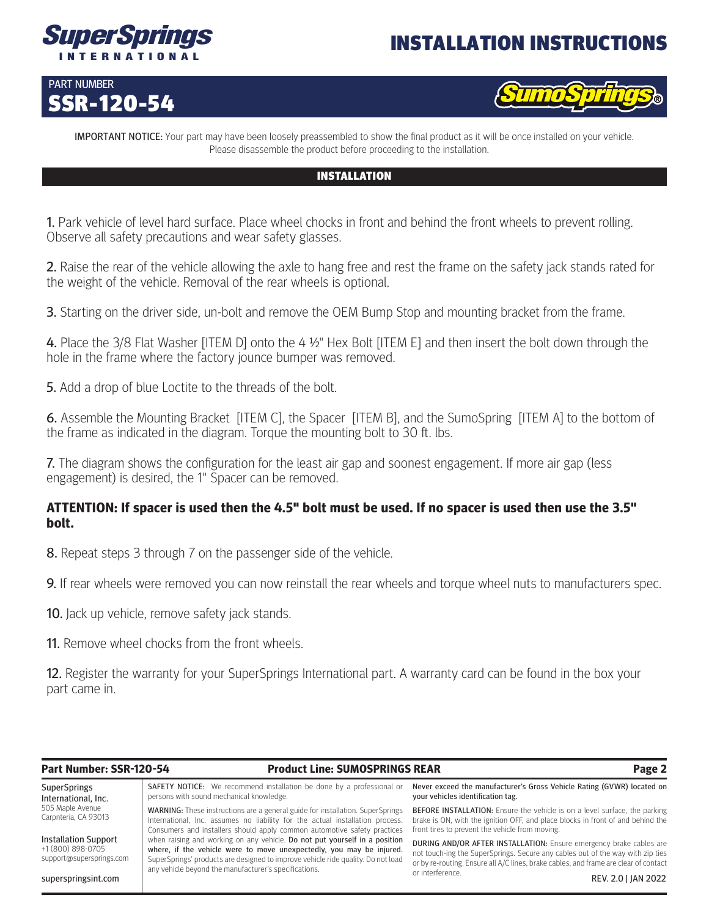# INSTALLATION INSTRUCTIONS

PART NUMBER

## SSR-120-54

SumoSprings®

IMPORTANT NOTICE: Your part may have been loosely preassembled to show the final product as it will be once installed on your vehicle. Please disassemble the product before proceeding to the installation.

## INSTALLATION

**1.** Park vehicle of level hard surface. Place wheel chocks in front and behind the front wheels to prevent rolling. Observe all safety precautions and wear safety glasses.

**2.** Raise the rear of the vehicle allowing the axle to hang free and rest the frame on the safety jack stands rated for the weight of the vehicle. Removal of the rear wheels is optional.

**3.** Starting on the driver side, un-bolt and remove the OEM Bump Stop and mounting bracket from the frame.

**4.** Place the 3/8 Flat Washer [ITEM D] onto the 4 ½" Hex Bolt [ITEM E] and then insert the bolt down through the hole in the frame where the factory jounce bumper was removed.

**5.** Add a drop of blue Loctite to the threads of the bolt.

**6.** Assemble the Mounting Bracket [ITEM C], the Spacer [ITEM B], and the SumoSpring [ITEM A] to the bottom of the frame as indicated in the diagram. Torque the mounting bolt to 30 ft. lbs.

**7.** The diagram shows the configuration for the least air gap and soonest engagement. If more air gap (less engagement) is desired, the 1" Spacer can be removed.

**ATTENTION: If spacer is used then the 4.5" bolt must be used. If no spacer is used then use the 3.5" bolt.**

**8.** Repeat steps 3 through 7 on the passenger side of the vehicle.

**9.** If rear wheels were removed you can now reinstall the rear wheels and torque wheel nuts to manufacturers spec.

**10.** Jack up vehicle, remove safety jack stands.

**11.** Remove wheel chocks from the front wheels.

**12.** Register the warranty for your SuperSprings International part. A warranty card can be found in the box your part came in.

**Part Number: SSR-120-54** | **Product Line: SUMOSPRINGS REAR**

SuperSprings International, Inc.
505 Maple Avenue
Carpnteria, CA 93013

Installation Support
+1 (800) 898-0705
support@superspringsint.com

superspringsint.com

SAFETY NOTICE: We recommend installation be done by a professional or persons with sound mechanical knowledge.

WARNING: These instructions are a general guide for installation. SuperSprings International, Inc. assumes no liability for the actual installation process. Consumers and installers should apply common automotive safety practices when raising and working on any vehicle. **Do not put yourself in a position where, if the vehicle were to move unexpectedly, you may be injured.** SuperSprings' products are designed to improve vehicle ride quality. Do not load any vehicle beyond the manufacturer's specifications.

**Never exceed the manufacturer's Gross Vehicle Rating (GVWR) located on your vehicles identification tag.**

BEFORE INSTALLATION: Ensure the vehicle is on a level surface, the parking brake is ON, with the ignition OFF, and place blocks in front of and behind the front tires to prevent the vehicle from moving.

DURING AND/OR AFTER INSTALLATION: Ensure emergency brake cables are not touch-ing the SuperSprings. Secure any cables out of the way with zip ties or by re-routing. Ensure all A/C lines, brake cables, and frame are clear of contact or interference.

REV. 2.0 | JAN 2022